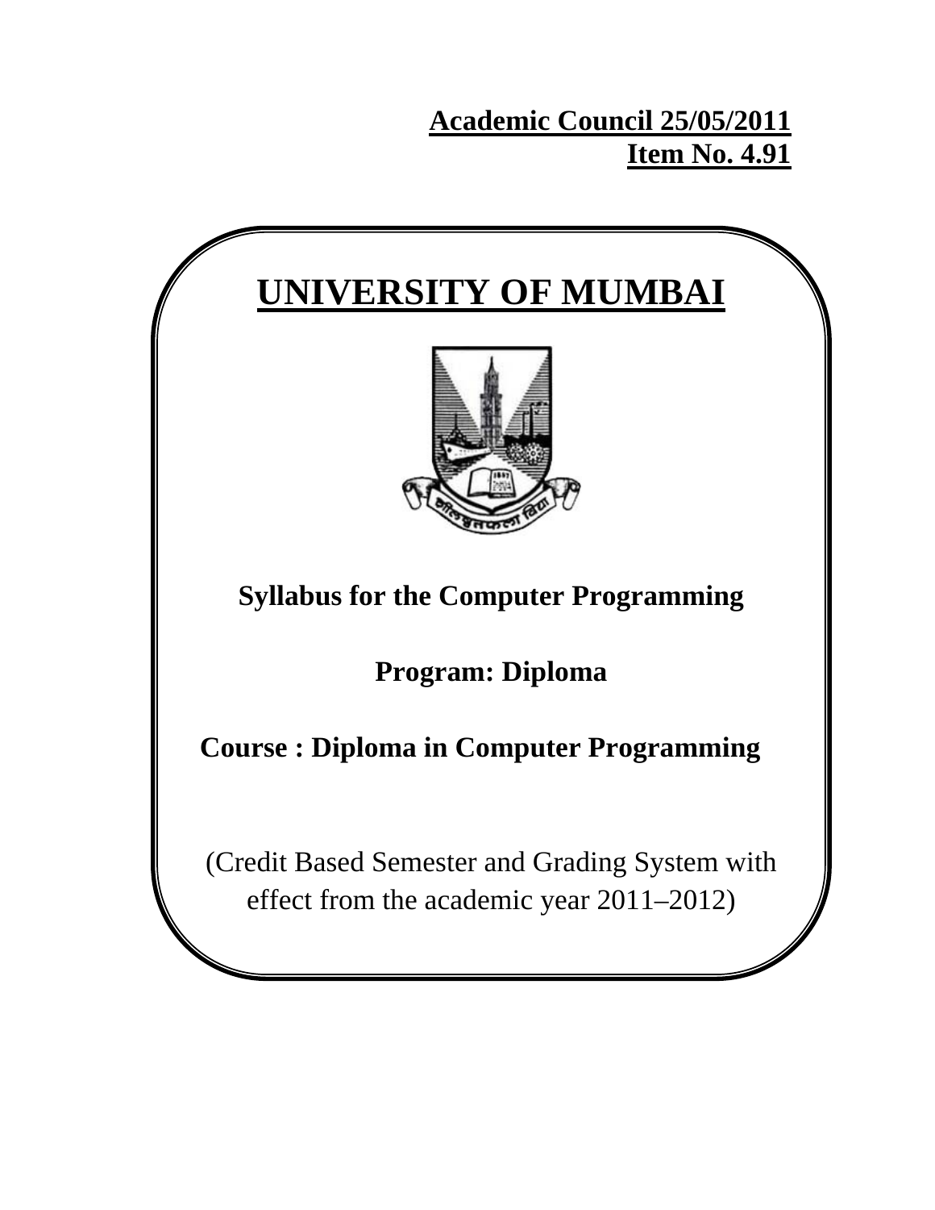**Academic Council 25/05/2011**
**Item No. 4.91**

# UNIVERSITY OF MUMBAI

**Syllabus for the Computer Programming**

**Program: Diploma**

**Course : Diploma in Computer Programming**

(Credit Based Semester and Grading System with effect from the academic year 2011–2012)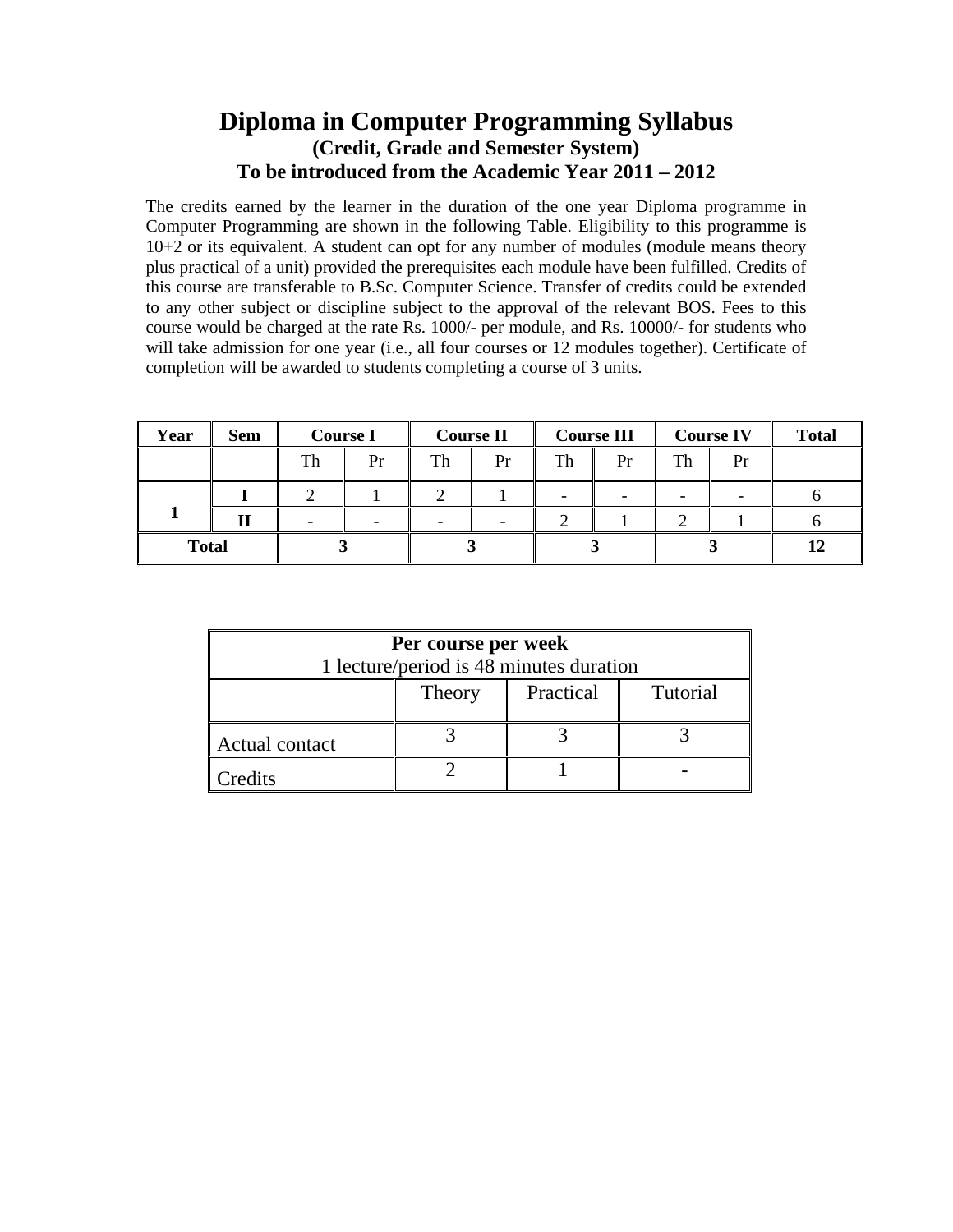# Diploma in Computer Programming Syllabus

### (Credit, Grade and Semester System)

### To be introduced from the Academic Year 2011 – 2012

The credits earned by the learner in the duration of the one year Diploma programme in Computer Programming are shown in the following Table. Eligibility to this programme is 10+2 or its equivalent. A student can opt for any number of modules (module means theory plus practical of a unit) provided the prerequisites each module have been fulfilled. Credits of this course are transferable to B.Sc. Computer Science. Transfer of credits could be extended to any other subject or discipline subject to the approval of the relevant BOS. Fees to this course would be charged at the rate Rs. 1000/- per module, and Rs. 10000/- for students who will take admission for one year (i.e., all four courses or 12 modules together). Certificate of completion will be awarded to students completing a course of 3 units.

| **Year** | **Sem** | **Course I** | | **Course II** | | **Course III** | | **Course IV** | | **Total** |
|---|---|---|---|---|---|---|---|---|---|---|
| | | Th | Pr | Th | Pr | Th | Pr | Th | Pr | |
| 1 | **I** | 2 | 1 | 2 | 1 | - | - | - | - | 6 |
| | **II** | - | - | - | - | 2 | 1 | 2 | 1 | 6 |
| **Total** | | **3** | | **3** | | **3** | | **3** | | **12** |

| **Per course per week**<br>1 lecture/period is 48 minutes duration | | | |
|---|---|---|---|
| | Theory | Practical | Tutorial |
| Actual contact | 3 | 3 | 3 |
| Credits | 2 | 1 | - |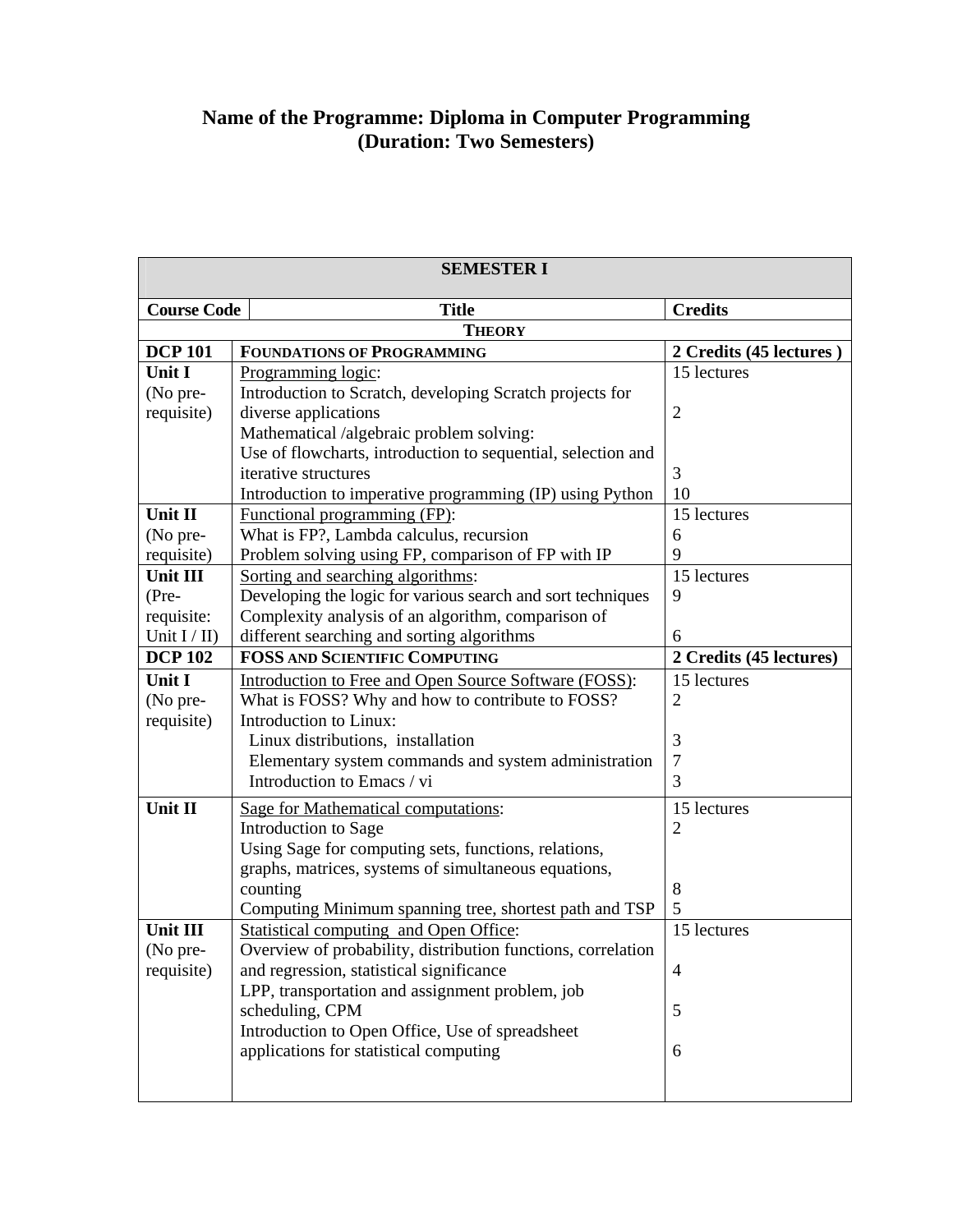# Name of the Programme: Diploma in Computer Programming
## (Duration: Two Semesters)

| SEMESTER I | | |
|---|---|---|
| **Course Code** | **Title** | **Credits** |
| | **THEORY** | |
| **DCP 101** | **FOUNDATIONS OF PROGRAMMING** | **2 Credits (45 lectures )** |
| **Unit I** (No pre-requisite) | Programming logic: | 15 lectures |
| | Introduction to Scratch, developing Scratch projects for diverse applications | 2 |
| | Mathematical /algebraic problem solving: Use of flowcharts, introduction to sequential, selection and iterative structures | 3 |
| | Introduction to imperative programming (IP) using Python | 10 |
| **Unit II** (No pre-requisite) | Functional programming (FP): | 15 lectures |
| | What is FP?, Lambda calculus, recursion | 6 |
| | Problem solving using FP, comparison of FP with IP | 9 |
| **Unit III** (Pre-requisite: Unit I / II) | Sorting and searching algorithms: | 15 lectures |
| | Developing the logic for various search and sort techniques | 9 |
| | Complexity analysis of an algorithm, comparison of different searching and sorting algorithms | 6 |
| **DCP 102** | **FOSS AND SCIENTIFIC COMPUTING** | **2 Credits (45 lectures)** |
| **Unit I** (No pre-requisite) | Introduction to Free and Open Source Software (FOSS): | 15 lectures |
| | What is FOSS? Why and how to contribute to FOSS? | 2 |
| | Introduction to Linux: Linux distributions, installation | 3 |
| | Elementary system commands and system administration | 7 |
| | Introduction to Emacs / vi | 3 |
| **Unit II** | Sage for Mathematical computations: | 15 lectures |
| | Introduction to Sage | 2 |
| | Using Sage for computing sets, functions, relations, graphs, matrices, systems of simultaneous equations, counting | 8 |
| | Computing Minimum spanning tree, shortest path and TSP | 5 |
| **Unit III** (No pre-requisite) | Statistical computing and Open Office: | 15 lectures |
| | Overview of probability, distribution functions, correlation and regression, statistical significance | 4 |
| | LPP, transportation and assignment problem, job scheduling, CPM | 5 |
| | Introduction to Open Office, Use of spreadsheet applications for statistical computing | 6 |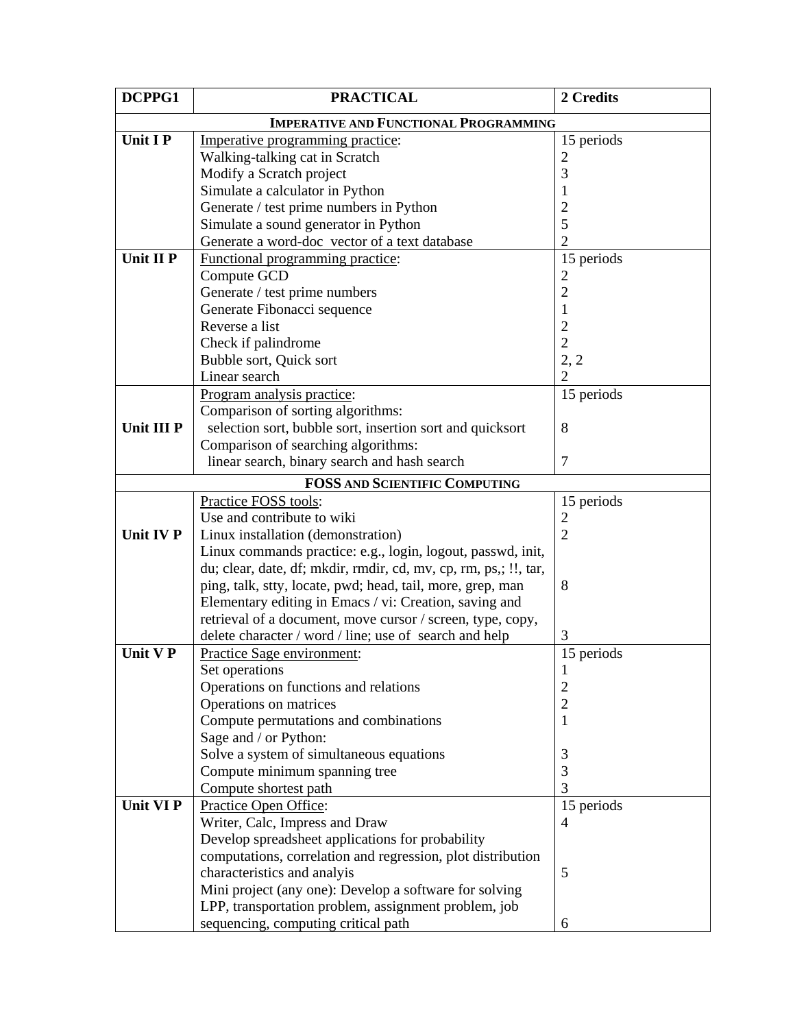| DCPPG1 | PRACTICAL | 2 Credits |
|---|---|---|
| **IMPERATIVE AND FUNCTIONAL PROGRAMMING** | | |
| **Unit I P** | Imperative programming practice: | 15 periods |
| | Walking-talking cat in Scratch | 2 |
| | Modify a Scratch project | 3 |
| | Simulate a calculator in Python | 1 |
| | Generate / test prime numbers in Python | 2 |
| | Simulate a sound generator in Python | 5 |
| | Generate a word-doc vector of a text database | 2 |
| **Unit II P** | Functional programming practice: | 15 periods |
| | Compute GCD | 2 |
| | Generate / test prime numbers | 2 |
| | Generate Fibonacci sequence | 1 |
| | Reverse a list | 2 |
| | Check if palindrome | 2 |
| | Bubble sort, Quick sort | 2, 2 |
| | Linear search | 2 |
| **Unit III P** | Program analysis practice: | 15 periods |
| | Comparison of sorting algorithms: selection sort, bubble sort, insertion sort and quicksort | 8 |
| | Comparison of searching algorithms: linear search, binary search and hash search | 7 |
| **FOSS AND SCIENTIFIC COMPUTING** | | |
| **Unit IV P** | Practice FOSS tools: | 15 periods |
| | Use and contribute to wiki | 2 |
| | Linux installation (demonstration) | 2 |
| | Linux commands practice: e.g., login, logout, passwd, init, du; clear, date, df; mkdir, rmdir, cd, mv, cp, rm, ps,; !!, tar, ping, talk, stty, locate, pwd; head, tail, more, grep, man | 8 |
| | Elementary editing in Emacs / vi: Creation, saving and retrieval of a document, move cursor / screen, type, copy, delete character / word / line; use of search and help | 3 |
| **Unit V P** | Practice Sage environment: | 15 periods |
| | Set operations | 1 |
| | Operations on functions and relations | 2 |
| | Operations on matrices | 2 |
| | Compute permutations and combinations | 1 |
| | Sage and / or Python: | |
| | Solve a system of simultaneous equations | 3 |
| | Compute minimum spanning tree | 3 |
| | Compute shortest path | 3 |
| **Unit VI P** | Practice Open Office: | 15 periods |
| | Writer, Calc, Impress and Draw | 4 |
| | Develop spreadsheet applications for probability computations, correlation and regression, plot distribution characteristics and analyis | 5 |
| | Mini project (any one): Develop a software for solving LPP, transportation problem, assignment problem, job sequencing, computing critical path | 6 |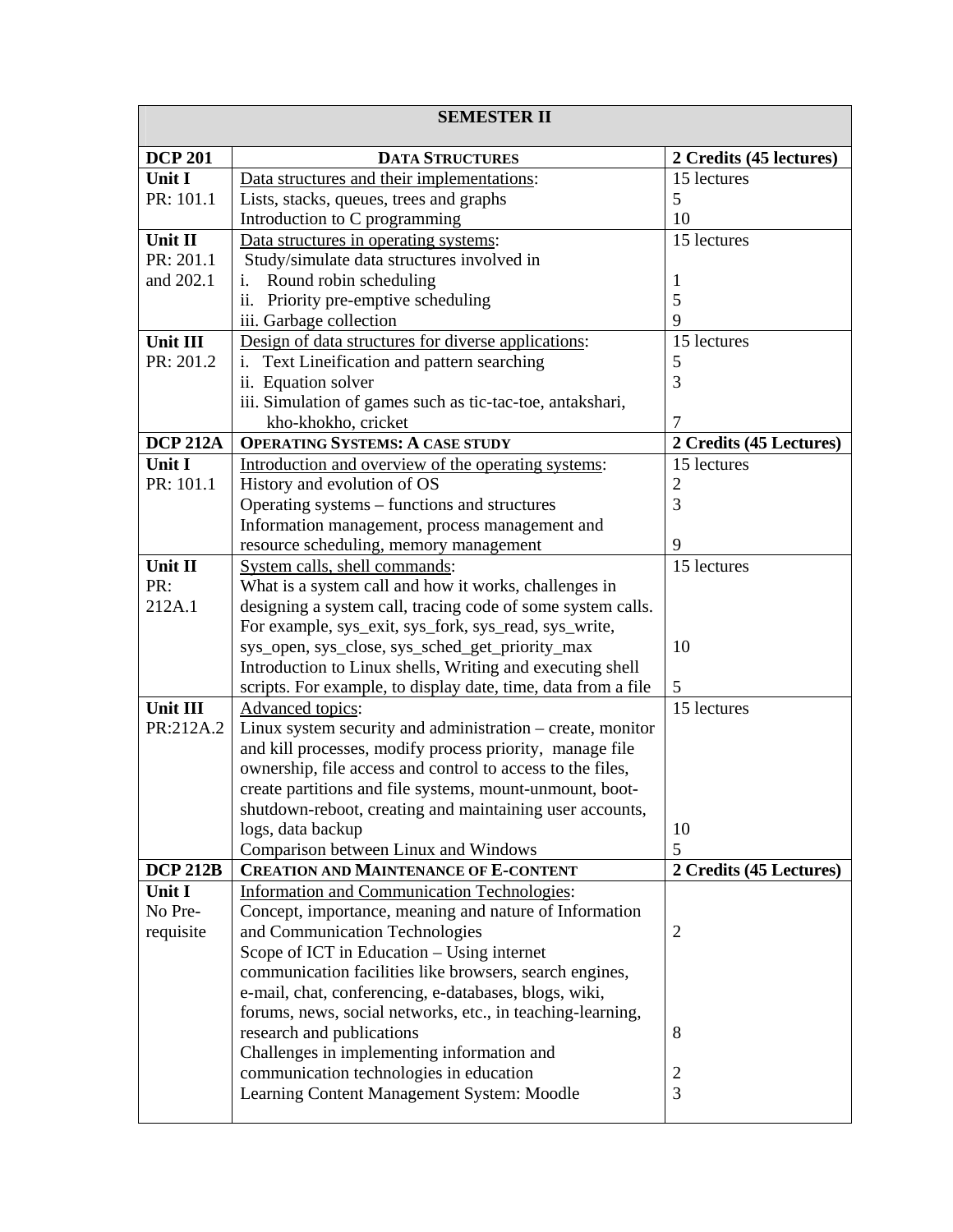| SEMESTER II | | |
|---|---|---|
| **DCP 201** | **DATA STRUCTURES** | **2 Credits (45 lectures)** |
| **Unit I**<br>PR: 101.1 | Data structures and their implementations:<br>Lists, stacks, queues, trees and graphs<br>Introduction to C programming | 15 lectures<br>5<br>10 |
| **Unit II**<br>PR: 201.1 and 202.1 | Data structures in operating systems:<br>Study/simulate data structures involved in<br>i. Round robin scheduling<br>ii. Priority pre-emptive scheduling<br>iii. Garbage collection | 15 lectures<br><br>1<br>5<br>9 |
| **Unit III**<br>PR: 201.2 | Design of data structures for diverse applications:<br>i. Text Lineification and pattern searching<br>ii. Equation solver<br>iii. Simulation of games such as tic-tac-toe, antakshari, kho-khokho, cricket | 15 lectures<br>5<br>3<br>7 |
| **DCP 212A** | **OPERATING SYSTEMS: A CASE STUDY** | **2 Credits (45 Lectures)** |
| **Unit I**<br>PR: 101.1 | Introduction and overview of the operating systems:<br>History and evolution of OS<br>Operating systems – functions and structures<br>Information management, process management and resource scheduling, memory management | 15 lectures<br>2<br>3<br>9 |
| **Unit II**<br>PR: 212A.1 | System calls, shell commands:<br>What is a system call and how it works, challenges in designing a system call, tracing code of some system calls. For example, sys_exit, sys_fork, sys_read, sys_write, sys_open, sys_close, sys_sched_get_priority_max<br>Introduction to Linux shells, Writing and executing shell scripts. For example, to display date, time, data from a file | 15 lectures<br>10<br>5 |
| **Unit III**<br>PR:212A.2 | Advanced topics:<br>Linux system security and administration – create, monitor and kill processes, modify process priority, manage file ownership, file access and control to access to the files, create partitions and file systems, mount-unmount, boot-shutdown-reboot, creating and maintaining user accounts, logs, data backup<br>Comparison between Linux and Windows | 15 lectures<br>10<br>5 |
| **DCP 212B** | **CREATION AND MAINTENANCE OF E-CONTENT** | **2 Credits (45 Lectures)** |
| **Unit I**<br>No Pre-requisite | Information and Communication Technologies:<br>Concept, importance, meaning and nature of Information and Communication Technologies<br>Scope of ICT in Education – Using internet communication facilities like browsers, search engines, e-mail, chat, conferencing, e-databases, blogs, wiki, forums, news, social networks, etc., in teaching-learning, research and publications<br>Challenges in implementing information and communication technologies in education<br>Learning Content Management System: Moodle | <br>2<br>8<br>2<br>3 |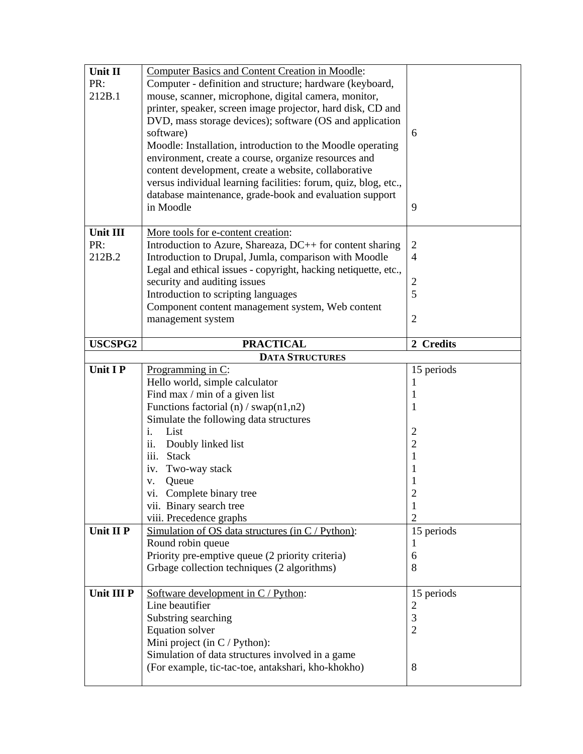| | | |
|---|---|---|
| **Unit II**<br>PR:<br>212B.1 | <u>Computer Basics and Content Creation in Moodle</u>:<br>Computer - definition and structure; hardware (keyboard, mouse, scanner, microphone, digital camera, monitor, printer, speaker, screen image projector, hard disk, CD and DVD, mass storage devices); software (OS and application software)<br>Moodle: Installation, introduction to the Moodle operating environment, create a course, organize resources and content development, create a website, collaborative versus individual learning facilities: forum, quiz, blog, etc., database maintenance, grade-book and evaluation support in Moodle | 6<br><br><br><br>9 |
| **Unit III**<br>PR:<br>212B.2 | <u>More tools for e-content creation</u>:<br>Introduction to Azure, Shareaza, DC++ for content sharing<br>Introduction to Drupal, Jumla, comparison with Moodle<br>Legal and ethical issues - copyright, hacking netiquette, etc., security and auditing issues<br>Introduction to scripting languages<br>Component content management system, Web content management system | <br>2<br>4<br><br>2<br>5<br><br>2 |
| **USCSPG2** | **PRACTICAL** | **2 Credits** |
| | **DATA STRUCTURES** | |
| **Unit I P** | <u>Programming in C</u>:<br>Hello world, simple calculator<br>Find max / min of a given list<br>Functions factorial (n) / swap(n1,n2)<br>Simulate the following data structures<br>i. List<br>ii. Doubly linked list<br>iii. Stack<br>iv. Two-way stack<br>v. Queue<br>vi. Complete binary tree<br>vii. Binary search tree<br>viii. Precedence graphs | 15 periods<br>1<br>1<br>1<br><br>2<br>2<br>1<br>1<br>1<br>2<br>1<br>2 |
| **Unit II P** | <u>Simulation of OS data structures (in C / Python)</u>:<br>Round robin queue<br>Priority pre-emptive queue (2 priority criteria)<br>Grbage collection techniques (2 algorithms) | 15 periods<br>1<br>6<br>8 |
| **Unit III P** | <u>Software development in C / Python</u>:<br>Line beautifier<br>Substring searching<br>Equation solver<br>Mini project (in C / Python):<br>Simulation of data structures involved in a game<br>(For example, tic-tac-toe, antakshari, kho-khokho) | 15 periods<br>2<br>3<br>2<br><br><br>8 |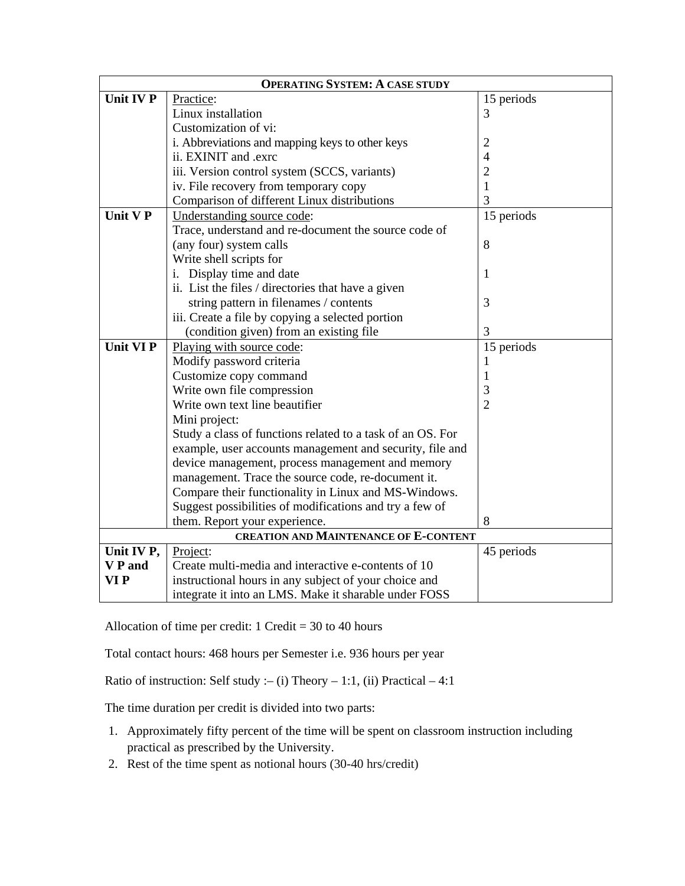| **OPERATING SYSTEM: A CASE STUDY** | | |
|---|---|---|
| **Unit IV P** | Practice:<br>Linux installation<br>Customization of vi:<br>i. Abbreviations and mapping keys to other keys<br>ii. EXINIT and .exrc<br>iii. Version control system (SCCS, variants)<br>iv. File recovery from temporary copy<br>Comparison of different Linux distributions | 15 periods<br>3<br><br>2<br>4<br>2<br>1<br>3 |
| **Unit V P** | Understanding source code:<br>Trace, understand and re-document the source code of (any four) system calls<br>Write shell scripts for<br>i. Display time and date<br>ii. List the files / directories that have a given string pattern in filenames / contents<br>iii. Create a file by copying a selected portion (condition given) from an existing file | 15 periods<br>8<br><br>1<br>3<br>3 |
| **Unit VI P** | Playing with source code:<br>Modify password criteria<br>Customize copy command<br>Write own file compression<br>Write own text line beautifier<br>Mini project:<br>Study a class of functions related to a task of an OS. For example, user accounts management and security, file and device management, process management and memory management. Trace the source code, re-document it. Compare their functionality in Linux and MS-Windows. Suggest possibilities of modifications and try a few of them. Report your experience. | 15 periods<br>1<br>1<br>3<br>2<br><br>8 |
| **CREATION AND MAINTENANCE OF E-CONTENT** | | |
| **Unit IV P, V P and VI P** | Project:<br>Create multi-media and interactive e-contents of 10 instructional hours in any subject of your choice and integrate it into an LMS. Make it sharable under FOSS | 45 periods |

Allocation of time per credit: 1 Credit = 30 to 40 hours

Total contact hours: 468 hours per Semester i.e. 936 hours per year

Ratio of instruction: Self study :– (i) Theory – 1:1, (ii) Practical – 4:1

The time duration per credit is divided into two parts:

1. Approximately fifty percent of the time will be spent on classroom instruction including practical as prescribed by the University.
2. Rest of the time spent as notional hours (30-40 hrs/credit)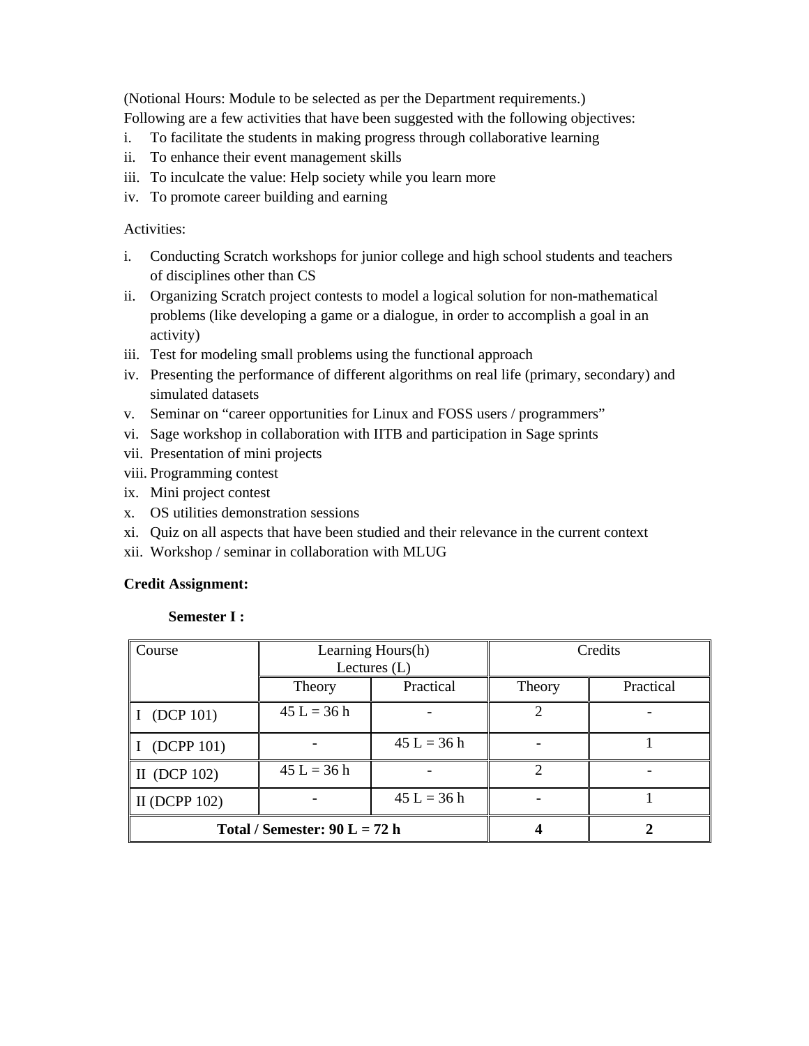(Notional Hours: Module to be selected as per the Department requirements.)

Following are a few activities that have been suggested with the following objectives:

i. To facilitate the students in making progress through collaborative learning
ii. To enhance their event management skills
iii. To inculcate the value: Help society while you learn more
iv. To promote career building and earning

Activities:

i. Conducting Scratch workshops for junior college and high school students and teachers of disciplines other than CS
ii. Organizing Scratch project contests to model a logical solution for non-mathematical problems (like developing a game or a dialogue, in order to accomplish a goal in an activity)
iii. Test for modeling small problems using the functional approach
iv. Presenting the performance of different algorithms on real life (primary, secondary) and simulated datasets
v. Seminar on "career opportunities for Linux and FOSS users / programmers"
vi. Sage workshop in collaboration with IITB and participation in Sage sprints
vii. Presentation of mini projects
viii. Programming contest
ix. Mini project contest
x. OS utilities demonstration sessions
xi. Quiz on all aspects that have been studied and their relevance in the current context
xii. Workshop / seminar in collaboration with MLUG

**Credit Assignment:**

**Semester I :**

| Course | Learning Hours(h) Lectures (L) | | Credits | |
|---|---|---|---|---|
| | Theory | Practical | Theory | Practical |
| I (DCP 101) | 45 L = 36 h | - | 2 | - |
| I (DCPP 101) | - | 45 L = 36 h | - | 1 |
| II (DCP 102) | 45 L = 36 h | - | 2 | - |
| II (DCPP 102) | - | 45 L = 36 h | - | 1 |
| **Total / Semester: 90 L = 72 h** | | | **4** | **2** |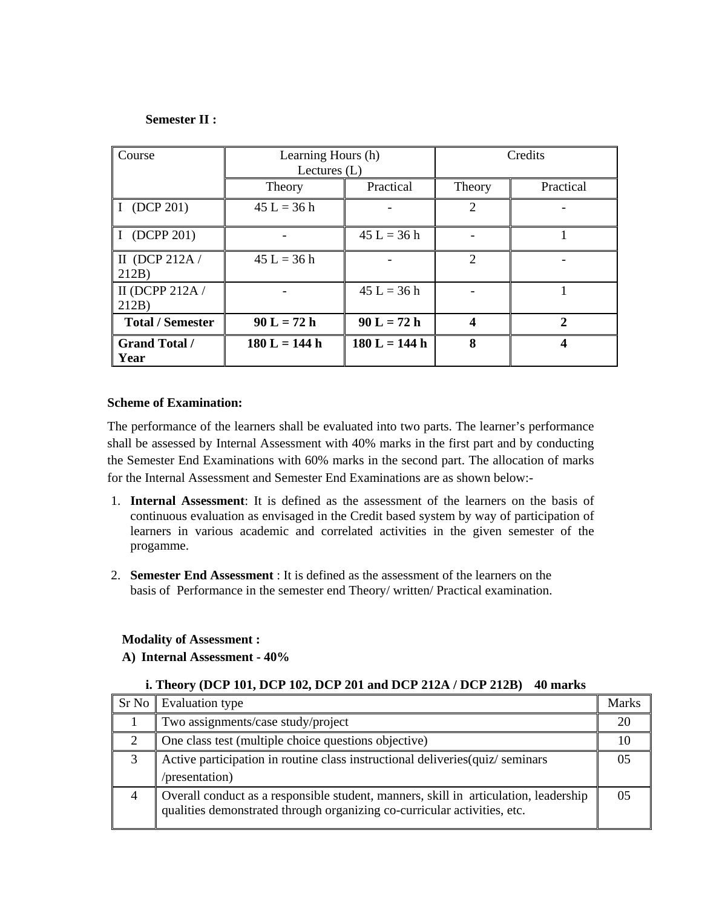**Semester II :**

| Course | Learning Hours (h) Lectures (L) | | Credits | |
|---|---|---|---|---|
| | Theory | Practical | Theory | Practical |
| I (DCP 201) | 45 L = 36 h | - | 2 | - |
| I (DCPP 201) | - | 45 L = 36 h | - | 1 |
| II (DCP 212A / 212B) | 45 L = 36 h | - | 2 | - |
| II (DCPP 212A / 212B) | - | 45 L = 36 h | - | 1 |
| **Total / Semester** | **90 L = 72 h** | **90 L = 72 h** | **4** | **2** |
| **Grand Total / Year** | **180 L = 144 h** | **180 L = 144 h** | **8** | **4** |

**Scheme of Examination:**

The performance of the learners shall be evaluated into two parts. The learner's performance shall be assessed by Internal Assessment with 40% marks in the first part and by conducting the Semester End Examinations with 60% marks in the second part. The allocation of marks for the Internal Assessment and Semester End Examinations are as shown below:-

1. **Internal Assessment**: It is defined as the assessment of the learners on the basis of continuous evaluation as envisaged in the Credit based system by way of participation of learners in various academic and correlated activities in the given semester of the progamme.

2. **Semester End Assessment** : It is defined as the assessment of the learners on the basis of Performance in the semester end Theory/ written/ Practical examination.

**Modality of Assessment :**

**A) Internal Assessment - 40%**

**i. Theory (DCP 101, DCP 102, DCP 201 and DCP 212A / DCP 212B) 40 marks**

| Sr No | Evaluation type | Marks |
|---|---|---|
| 1 | Two assignments/case study/project | 20 |
| 2 | One class test (multiple choice questions objective) | 10 |
| 3 | Active participation in routine class instructional deliveries(quiz/ seminars /presentation) | 05 |
| 4 | Overall conduct as a responsible student, manners, skill in articulation, leadership qualities demonstrated through organizing co-curricular activities, etc. | 05 |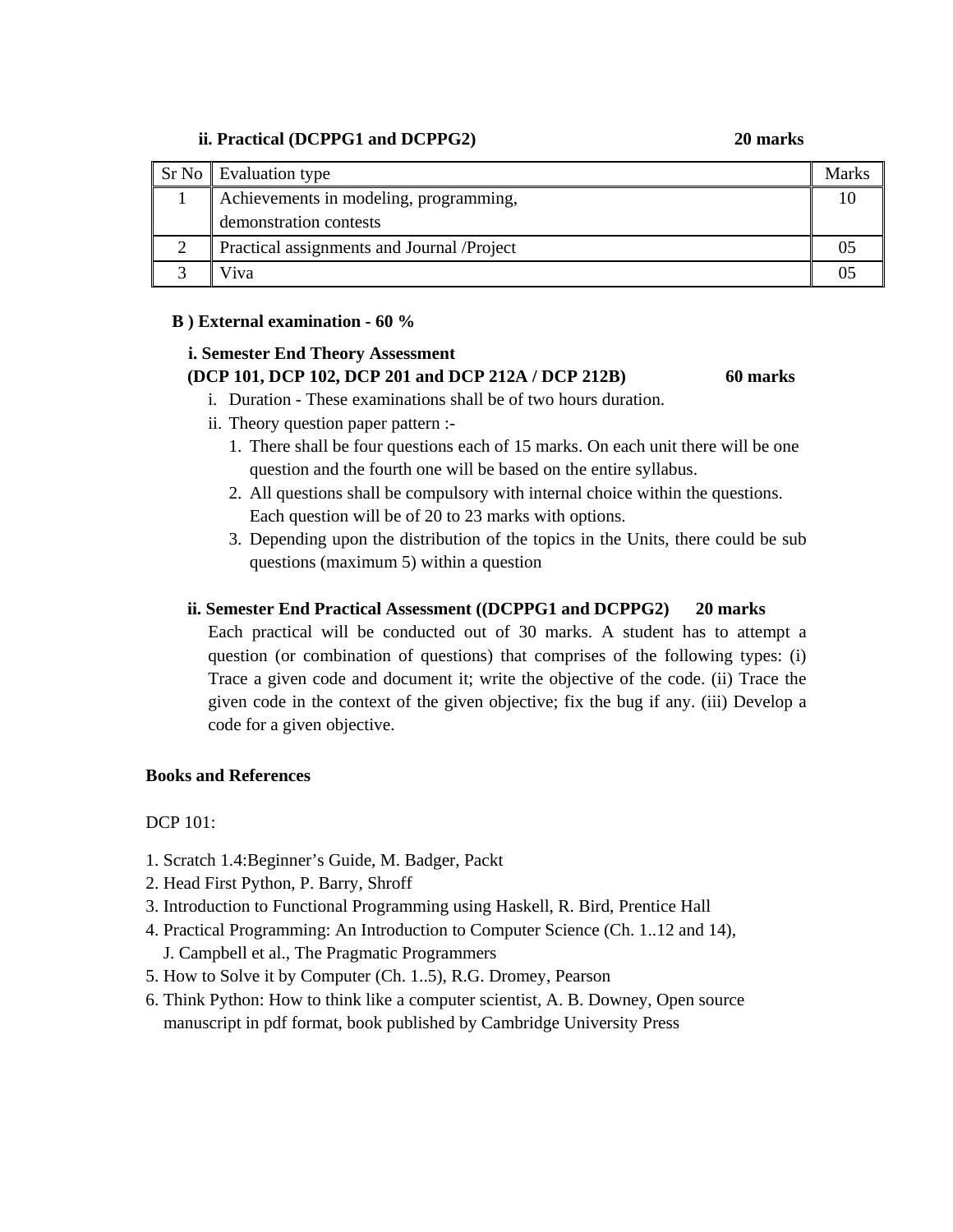**ii. Practical (DCPPG1 and DCPPG2) 20 marks**

| Sr No | Evaluation type | Marks |
|---|---|---|
| 1 | Achievements in modeling, programming, demonstration contests | 10 |
| 2 | Practical assignments and Journal /Project | 05 |
| 3 | Viva | 05 |

**B ) External examination - 60 %**

**i. Semester End Theory Assessment**
**(DCP 101, DCP 102, DCP 201 and DCP 212A / DCP 212B) 60 marks**

i. Duration - These examinations shall be of two hours duration.

ii. Theory question paper pattern :-

1. There shall be four questions each of 15 marks. On each unit there will be one question and the fourth one will be based on the entire syllabus.
2. All questions shall be compulsory with internal choice within the questions. Each question will be of 20 to 23 marks with options.
3. Depending upon the distribution of the topics in the Units, there could be sub questions (maximum 5) within a question

**ii. Semester End Practical Assessment ((DCPPG1 and DCPPG2) 20 marks**

Each practical will be conducted out of 30 marks. A student has to attempt a question (or combination of questions) that comprises of the following types: (i) Trace a given code and document it; write the objective of the code. (ii) Trace the given code in the context of the given objective; fix the bug if any. (iii) Develop a code for a given objective.

**Books and References**

DCP 101:

1. Scratch 1.4:Beginner's Guide, M. Badger, Packt
2. Head First Python, P. Barry, Shroff
3. Introduction to Functional Programming using Haskell, R. Bird, Prentice Hall
4. Practical Programming: An Introduction to Computer Science (Ch. 1..12 and 14), J. Campbell et al., The Pragmatic Programmers
5. How to Solve it by Computer (Ch. 1..5), R.G. Dromey, Pearson
6. Think Python: How to think like a computer scientist, A. B. Downey, Open source manuscript in pdf format, book published by Cambridge University Press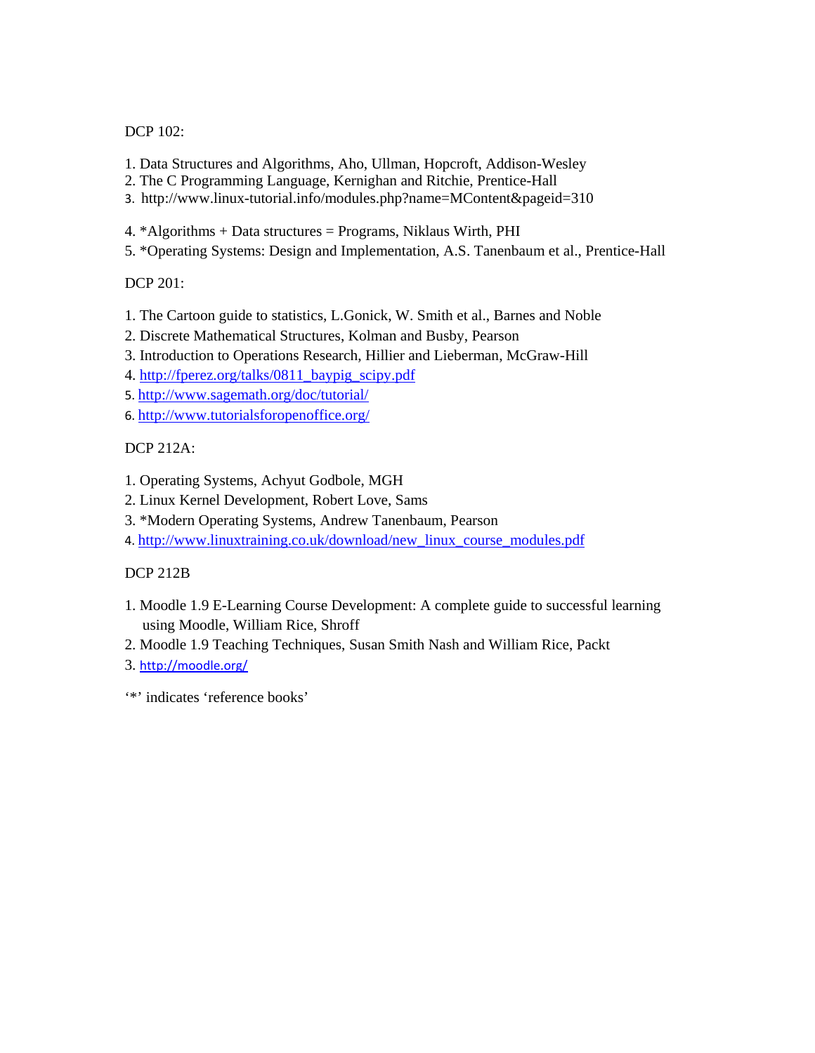DCP 102:

1. Data Structures and Algorithms, Aho, Ullman, Hopcroft, Addison-Wesley
2. The C Programming Language, Kernighan and Ritchie, Prentice-Hall
3. http://www.linux-tutorial.info/modules.php?name=MContent&pageid=310

4. *Algorithms + Data structures = Programs, Niklaus Wirth, PHI
5. *Operating Systems: Design and Implementation, A.S. Tanenbaum et al., Prentice-Hall

DCP 201:

1. The Cartoon guide to statistics, L.Gonick, W. Smith et al., Barnes and Noble
2. Discrete Mathematical Structures, Kolman and Busby, Pearson
3. Introduction to Operations Research, Hillier and Lieberman, McGraw-Hill
4. http://fperez.org/talks/0811_baypig_scipy.pdf
5. http://www.sagemath.org/doc/tutorial/
6. http://www.tutorialsforopenoffice.org/

DCP 212A:

1. Operating Systems, Achyut Godbole, MGH
2. Linux Kernel Development, Robert Love, Sams
3. *Modern Operating Systems, Andrew Tanenbaum, Pearson
4. http://www.linuxtraining.co.uk/download/new_linux_course_modules.pdf

DCP 212B

1. Moodle 1.9 E-Learning Course Development: A complete guide to successful learning using Moodle, William Rice, Shroff
2. Moodle 1.9 Teaching Techniques, Susan Smith Nash and William Rice, Packt
3. http://moodle.org/

'*' indicates 'reference books'